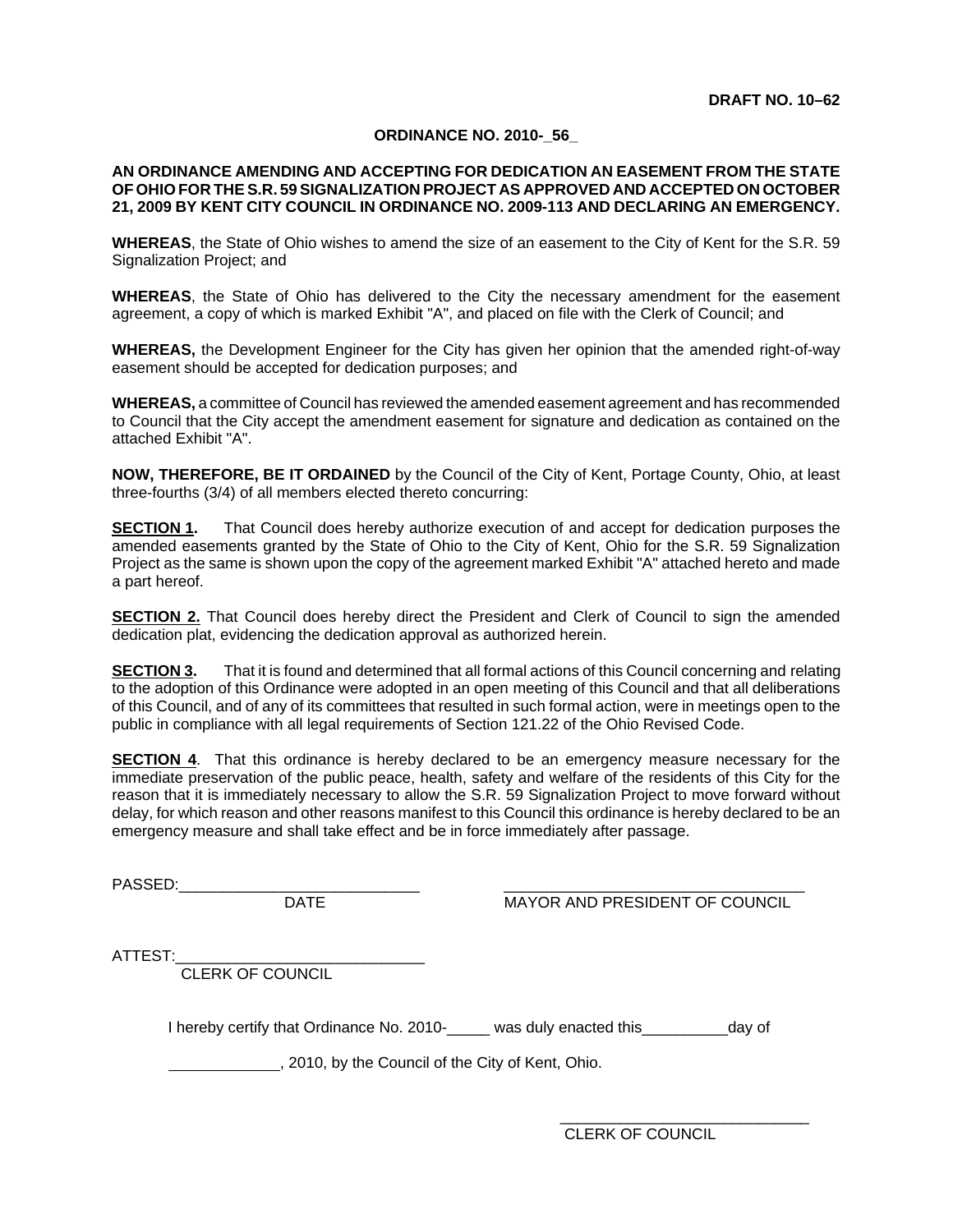**DRAFT NO. 10–62**

**ORDINANCE NO. 2010-_56_**

**AN ORDINANCE AMENDING AND ACCEPTING FOR DEDICATION AN EASEMENT FROM THE STATE OF OHIO FOR THE S.R. 59 SIGNALIZATION PROJECT AS APPROVED AND ACCEPTED ON OCTOBER 21, 2009 BY KENT CITY COUNCIL IN ORDINANCE NO. 2009-113 AND DECLARING AN EMERGENCY.**

**WHEREAS**, the State of Ohio wishes to amend the size of an easement to the City of Kent for the S.R. 59 Signalization Project; and

**WHEREAS**, the State of Ohio has delivered to the City the necessary amendment for the easement agreement, a copy of which is marked Exhibit "A", and placed on file with the Clerk of Council; and

**WHEREAS,** the Development Engineer for the City has given her opinion that the amended right-of-way easement should be accepted for dedication purposes; and

**WHEREAS,** a committee of Council has reviewed the amended easement agreement and has recommended to Council that the City accept the amendment easement for signature and dedication as contained on the attached Exhibit "A".

**NOW, THEREFORE, BE IT ORDAINED** by the Council of the City of Kent, Portage County, Ohio, at least three-fourths (3/4) of all members elected thereto concurring:

**SECTION 1.** That Council does hereby authorize execution of and accept for dedication purposes the amended easements granted by the State of Ohio to the City of Kent, Ohio for the S.R. 59 Signalization Project as the same is shown upon the copy of the agreement marked Exhibit "A" attached hereto and made a part hereof.

**SECTION 2.** That Council does hereby direct the President and Clerk of Council to sign the amended dedication plat, evidencing the dedication approval as authorized herein.

**SECTION 3.** That it is found and determined that all formal actions of this Council concerning and relating to the adoption of this Ordinance were adopted in an open meeting of this Council and that all deliberations of this Council, and of any of its committees that resulted in such formal action, were in meetings open to the public in compliance with all legal requirements of Section 121.22 of the Ohio Revised Code.

**SECTION 4**. That this ordinance is hereby declared to be an emergency measure necessary for the immediate preservation of the public peace, health, safety and welfare of the residents of this City for the reason that it is immediately necessary to allow the S.R. 59 Signalization Project to move forward without delay, for which reason and other reasons manifest to this Council this ordinance is hereby declared to be an emergency measure and shall take effect and be in force immediately after passage.

PASSED:____________________________ DATE

___________________________________ MAYOR AND PRESIDENT OF COUNCIL

ATTEST:____________________________ CLERK OF COUNCIL

I hereby certify that Ordinance No. 2010-_____ was duly enacted this__________day of _____________, 2010, by the Council of the City of Kent, Ohio.

_____________________________
CLERK OF COUNCIL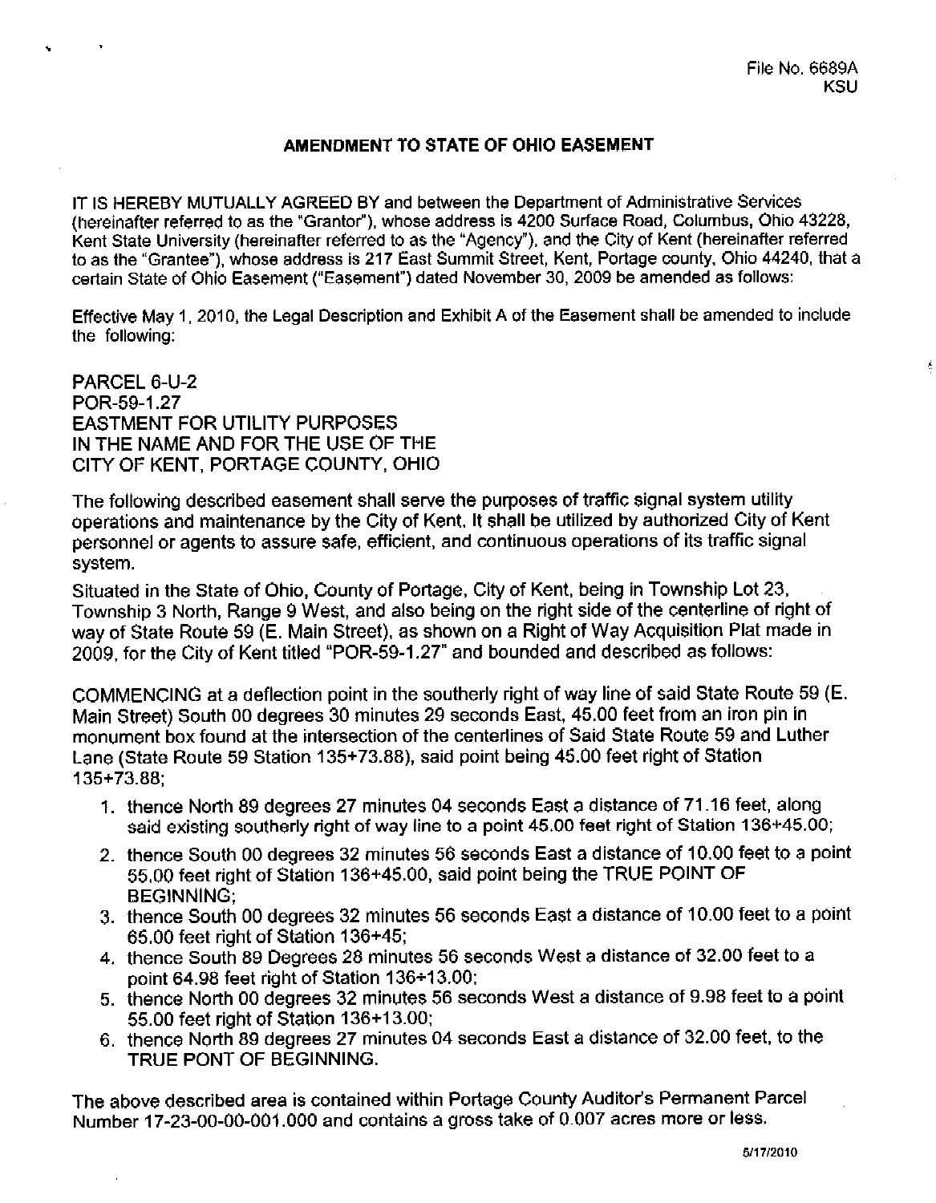File No. 6689A
KSU

## AMENDMENT TO STATE OF OHIO EASEMENT

IT IS HEREBY MUTUALLY AGREED BY and between the Department of Administrative Services (hereinafter referred to as the "Grantor"), whose address is 4200 Surface Road, Columbus, Ohio 43228, Kent State University (hereinafter referred to as the "Agency"), and the City of Kent (hereinafter referred to as the "Grantee"), whose address is 217 East Summit Street, Kent, Portage county, Ohio 44240, that a certain State of Ohio Easement ("Easement") dated November 30, 2009 be amended as follows:

Effective May 1, 2010, the Legal Description and Exhibit A of the Easement shall be amended to include the following:

PARCEL 6-U-2
POR-59-1.27
EASTMENT FOR UTILITY PURPOSES
IN THE NAME AND FOR THE USE OF THE
CITY OF KENT, PORTAGE COUNTY, OHIO

The following described easement shall serve the purposes of traffic signal system utility operations and maintenance by the City of Kent. It shall be utilized by authorized City of Kent personnel or agents to assure safe, efficient, and continuous operations of its traffic signal system.

Situated in the State of Ohio, County of Portage, City of Kent, being in Township Lot 23, Township 3 North, Range 9 West, and also being on the right side of the centerline of right of way of State Route 59 (E. Main Street), as shown on a Right of Way Acquisition Plat made in 2009, for the City of Kent titled "POR-59-1.27" and bounded and described as follows:

COMMENCING at a deflection point in the southerly right of way line of said State Route 59 (E. Main Street) South 00 degrees 30 minutes 29 seconds East, 45.00 feet from an iron pin in monument box found at the intersection of the centerlines of Said State Route 59 and Luther Lane (State Route 59 Station 135+73.88), said point being 45.00 feet right of Station 135+73.88;

1. thence North 89 degrees 27 minutes 04 seconds East a distance of 71.16 feet, along said existing southerly right of way line to a point 45.00 feet right of Station 136+45.00;
2. thence South 00 degrees 32 minutes 56 seconds East a distance of 10.00 feet to a point 55.00 feet right of Station 136+45.00, said point being the TRUE POINT OF BEGINNING;
3. thence South 00 degrees 32 minutes 56 seconds East a distance of 10.00 feet to a point 65.00 feet right of Station 136+45;
4. thence South 89 Degrees 28 minutes 56 seconds West a distance of 32.00 feet to a point 64.98 feet right of Station 136+13.00;
5. thence North 00 degrees 32 minutes 56 seconds West a distance of 9.98 feet to a point 55.00 feet right of Station 136+13.00;
6. thence North 89 degrees 27 minutes 04 seconds East a distance of 32.00 feet, to the TRUE PONT OF BEGINNING.

The above described area is contained within Portage County Auditor's Permanent Parcel Number 17-23-00-00-001.000 and contains a gross take of 0.007 acres more or less.

5/17/2010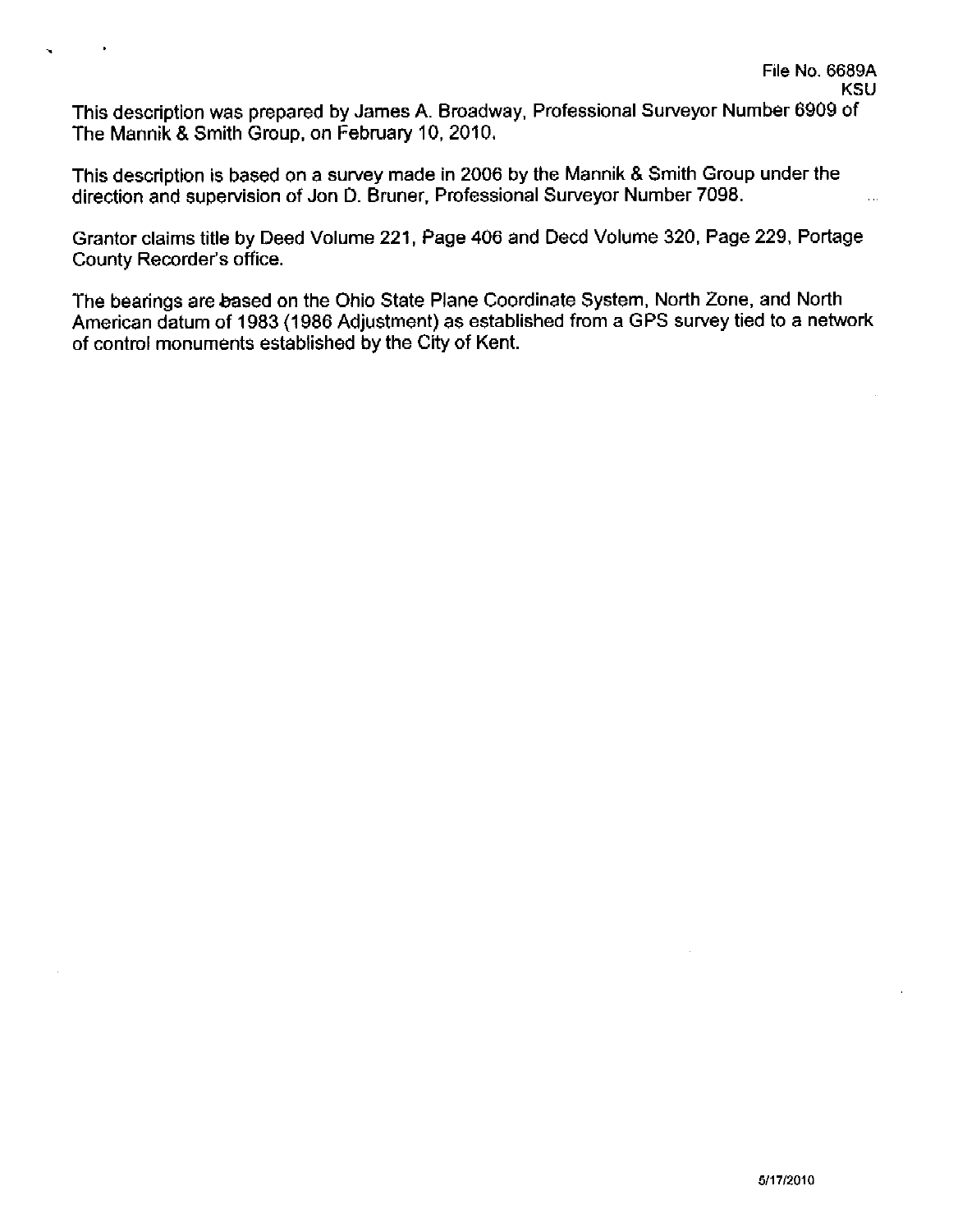File No. 6689A
KSU

This description was prepared by James A. Broadway, Professional Surveyor Number 6909 of The Mannik & Smith Group, on February 10, 2010.

This description is based on a survey made in 2006 by the Mannik & Smith Group under the direction and supervision of Jon D. Bruner, Professional Surveyor Number 7098.

Grantor claims title by Deed Volume 221, Page 406 and Decd Volume 320, Page 229, Portage County Recorder's office.

The bearings are based on the Ohio State Plane Coordinate System, North Zone, and North American datum of 1983 (1986 Adjustment) as established from a GPS survey tied to a network of control monuments established by the City of Kent.

5/17/2010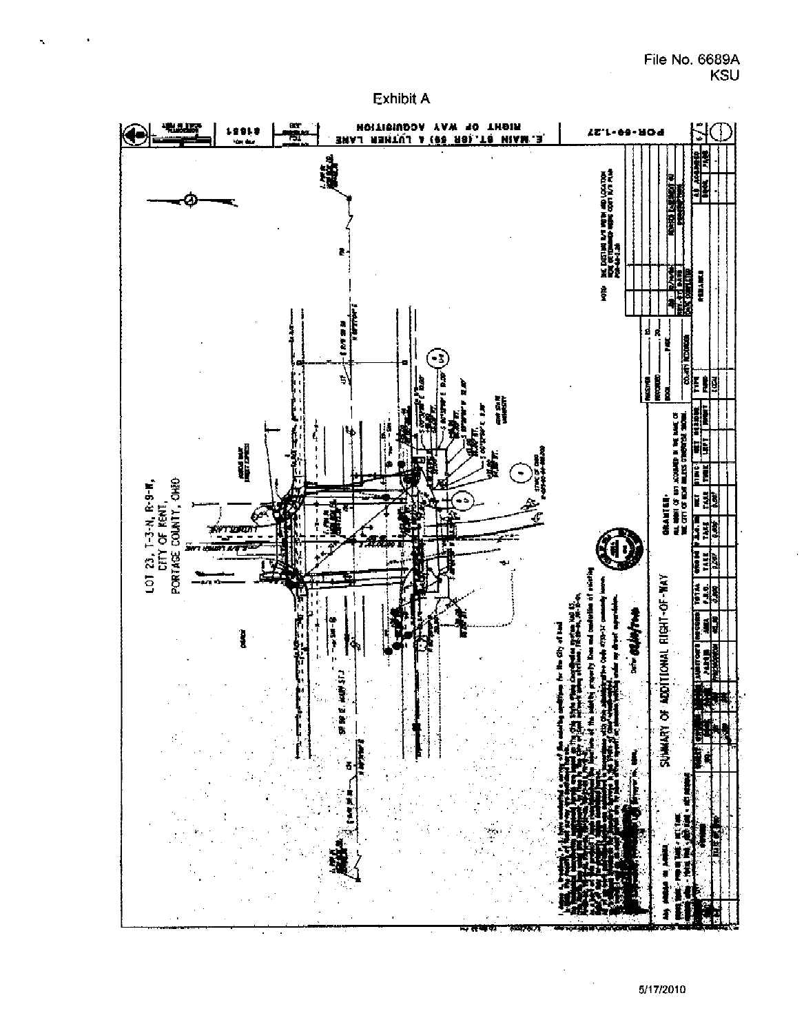File No. 6689A
KSU

Exhibit A

LOT 23, T-3-N, R-9-W,
CITY OF KENT,
PORTAGE COUNTY, OHIO

E. MAIN ST. (SR 59) & LUTHER LANE

RIGHT OF WAY ACQUISITION

POR-59-1.27

SUMMARY OF ADDITIONAL RIGHT-OF-WAY

5/17/2010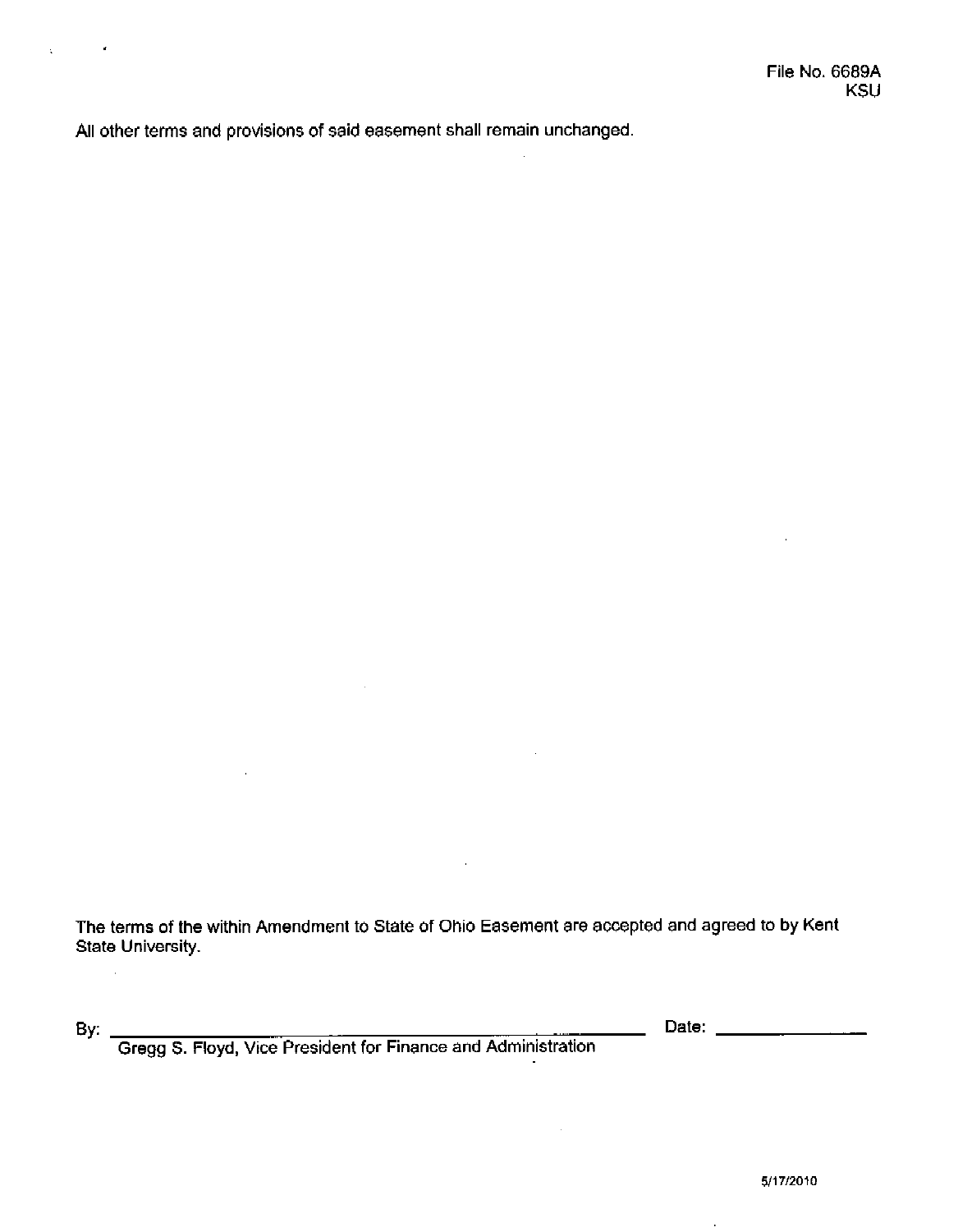File No. 6689A
KSU

All other terms and provisions of said easement shall remain unchanged.

The terms of the within Amendment to State of Ohio Easement are accepted and agreed to by Kent State University.

By: ______________________________________________ Date: ________________
Gregg S. Floyd, Vice President for Finance and Administration

5/17/2010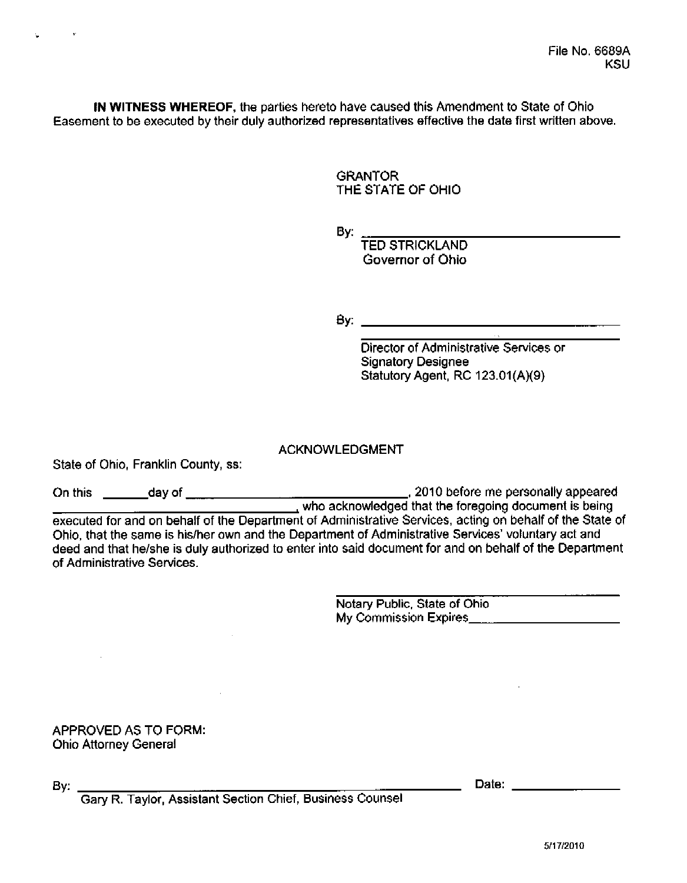File No. 6689A
KSU

**IN WITNESS WHEREOF,** the parties hereto have caused this Amendment to State of Ohio Easement to be executed by their duly authorized representatives effective the date first written above.

GRANTOR
THE STATE OF OHIO

By: ______________________________
TED STRICKLAND
Governor of Ohio

By: ______________________________

______________________________
Director of Administrative Services or
Signatory Designee
Statutory Agent, RC 123.01(A)(9)

ACKNOWLEDGMENT

State of Ohio, Franklin County, ss:

On this ______day of ______________________________, 2010 before me personally appeared ______________________________, who acknowledged that the foregoing document is being executed for and on behalf of the Department of Administrative Services, acting on behalf of the State of Ohio, that the same is his/her own and the Department of Administrative Services' voluntary act and deed and that he/she is duly authorized to enter into said document for and on behalf of the Department of Administrative Services.

______________________________
Notary Public, State of Ohio
My Commission Expires____________________

APPROVED AS TO FORM:
Ohio Attorney General

By: ______________________________________________ Date: ______________
Gary R. Taylor, Assistant Section Chief, Business Counsel

5/17/2010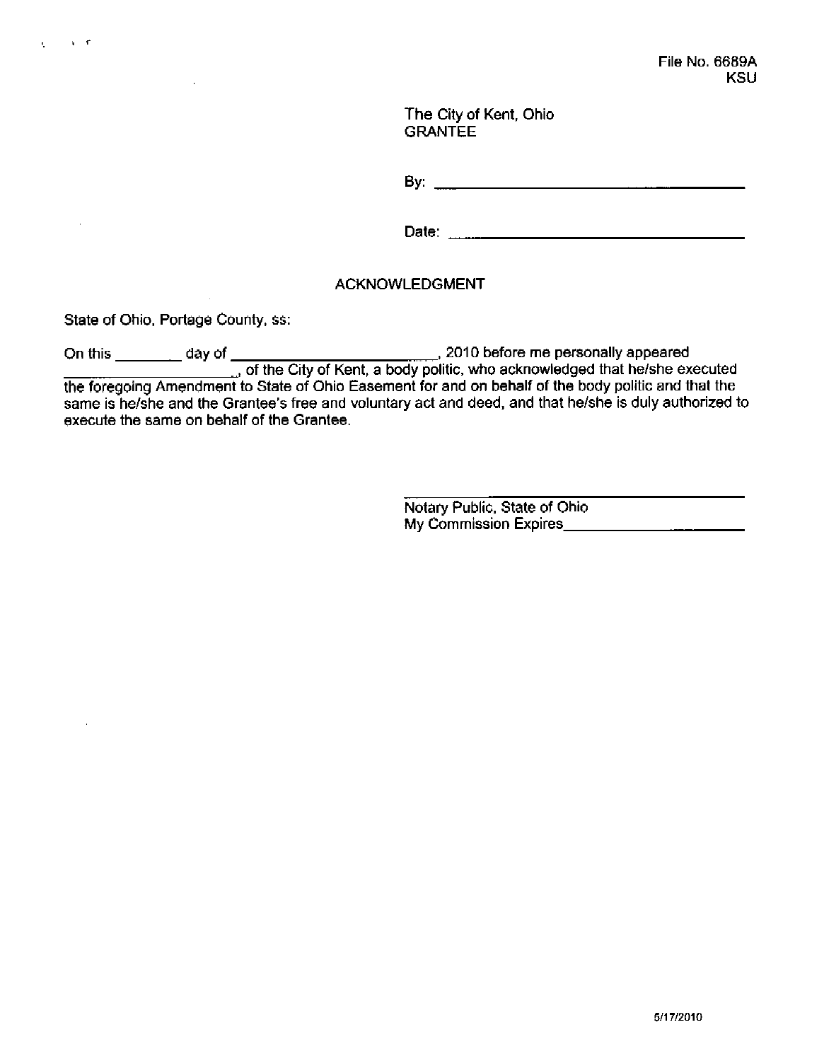File No. 6689A
KSU

The City of Kent, Ohio
GRANTEE

By: ________________________________________

Date: ______________________________________

ACKNOWLEDGMENT

State of Ohio, Portage County, ss:

On this ________ day of ________________________, 2010 before me personally appeared ____________________, of the City of Kent, a body politic, who acknowledged that he/she executed the foregoing Amendment to State of Ohio Easement for and on behalf of the body politic and that the same is he/she and the Grantee's free and voluntary act and deed, and that he/she is duly authorized to execute the same on behalf of the Grantee.

________________________________________
Notary Public, State of Ohio
My Commission Expires______________________

5/17/2010